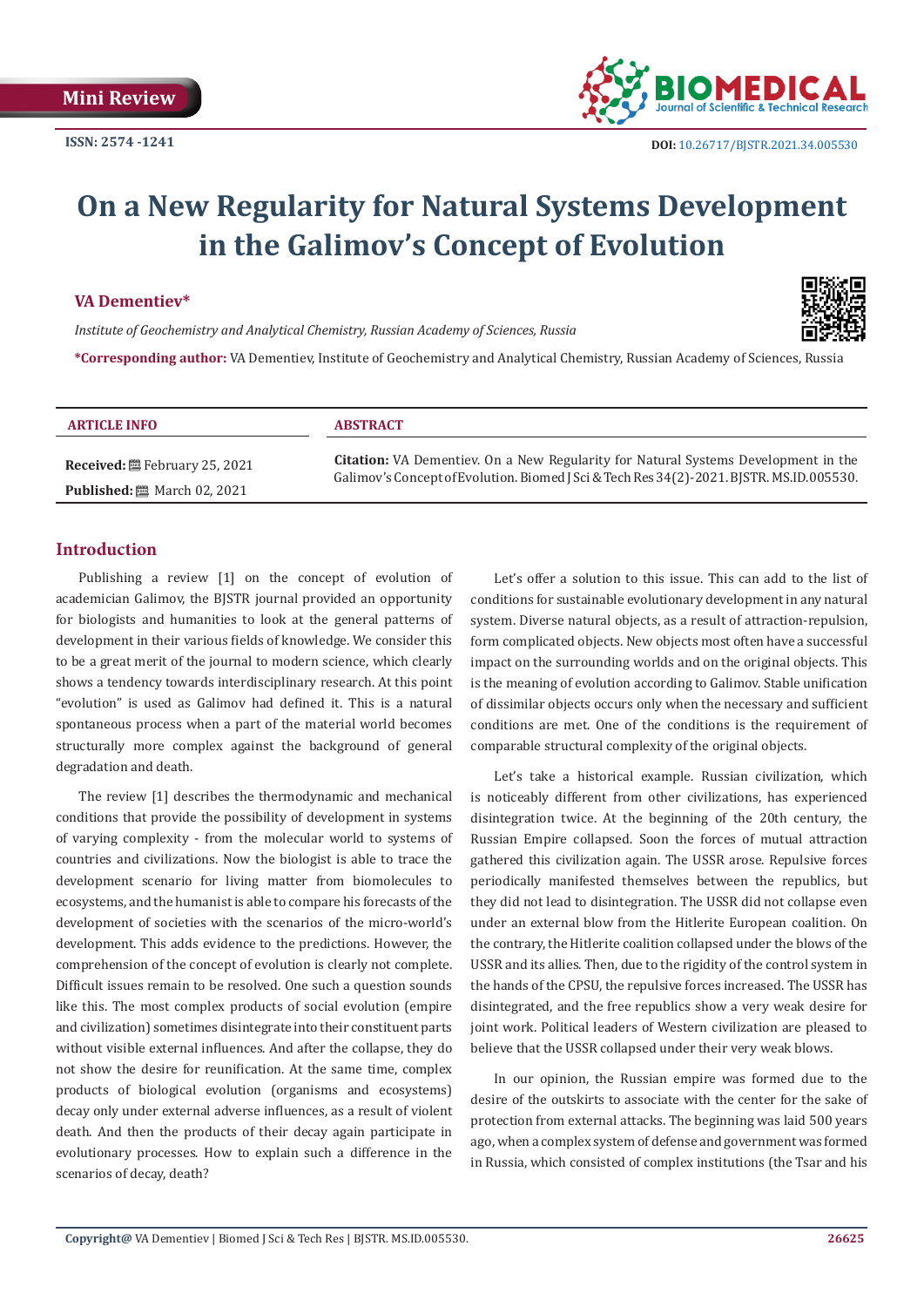Mini Review

ISSN: 2574 -1241

DOI: 10.26717/BJSTR.2021.34.005530

# On a New Regularity for Natural Systems Development in the Galimov's Concept of Evolution

**VA Dementiev***

*Institute of Geochemistry and Analytical Chemistry, Russian Academy of Sciences, Russia*

**\*Corresponding author:** VA Dementiev, Institute of Geochemistry and Analytical Chemistry, Russian Academy of Sciences, Russia

**ARTICLE INFO**

**Received:** February 25, 2021

**Published:** March 02, 2021

**ABSTRACT**

**Citation:** VA Dementiev. On a New Regularity for Natural Systems Development in the Galimov's Concept of Evolution. Biomed J Sci & Tech Res 34(2)-2021. BJSTR. MS.ID.005530.

## Introduction

Publishing a review [1] on the concept of evolution of academician Galimov, the BJSTR journal provided an opportunity for biologists and humanities to look at the general patterns of development in their various fields of knowledge. We consider this to be a great merit of the journal to modern science, which clearly shows a tendency towards interdisciplinary research. At this point "evolution" is used as Galimov had defined it. This is a natural spontaneous process when a part of the material world becomes structurally more complex against the background of general degradation and death.

The review [1] describes the thermodynamic and mechanical conditions that provide the possibility of development in systems of varying complexity - from the molecular world to systems of countries and civilizations. Now the biologist is able to trace the development scenario for living matter from biomolecules to ecosystems, and the humanist is able to compare his forecasts of the development of societies with the scenarios of the micro-world's development. This adds evidence to the predictions. However, the comprehension of the concept of evolution is clearly not complete. Difficult issues remain to be resolved. One such a question sounds like this. The most complex products of social evolution (empire and civilization) sometimes disintegrate into their constituent parts without visible external influences. And after the collapse, they do not show the desire for reunification. At the same time, complex products of biological evolution (organisms and ecosystems) decay only under external adverse influences, as a result of violent death. And then the products of their decay again participate in evolutionary processes. How to explain such a difference in the scenarios of decay, death?

Let's offer a solution to this issue. This can add to the list of conditions for sustainable evolutionary development in any natural system. Diverse natural objects, as a result of attraction-repulsion, form complicated objects. New objects most often have a successful impact on the surrounding worlds and on the original objects. This is the meaning of evolution according to Galimov. Stable unification of dissimilar objects occurs only when the necessary and sufficient conditions are met. One of the conditions is the requirement of comparable structural complexity of the original objects.

Let's take a historical example. Russian civilization, which is noticeably different from other civilizations, has experienced disintegration twice. At the beginning of the 20th century, the Russian Empire collapsed. Soon the forces of mutual attraction gathered this civilization again. The USSR arose. Repulsive forces periodically manifested themselves between the republics, but they did not lead to disintegration. The USSR did not collapse even under an external blow from the Hitlerite European coalition. On the contrary, the Hitlerite coalition collapsed under the blows of the USSR and its allies. Then, due to the rigidity of the control system in the hands of the CPSU, the repulsive forces increased. The USSR has disintegrated, and the free republics show a very weak desire for joint work. Political leaders of Western civilization are pleased to believe that the USSR collapsed under their very weak blows.

In our opinion, the Russian empire was formed due to the desire of the outskirts to associate with the center for the sake of protection from external attacks. The beginning was laid 500 years ago, when a complex system of defense and government was formed in Russia, which consisted of complex institutions (the Tsar and his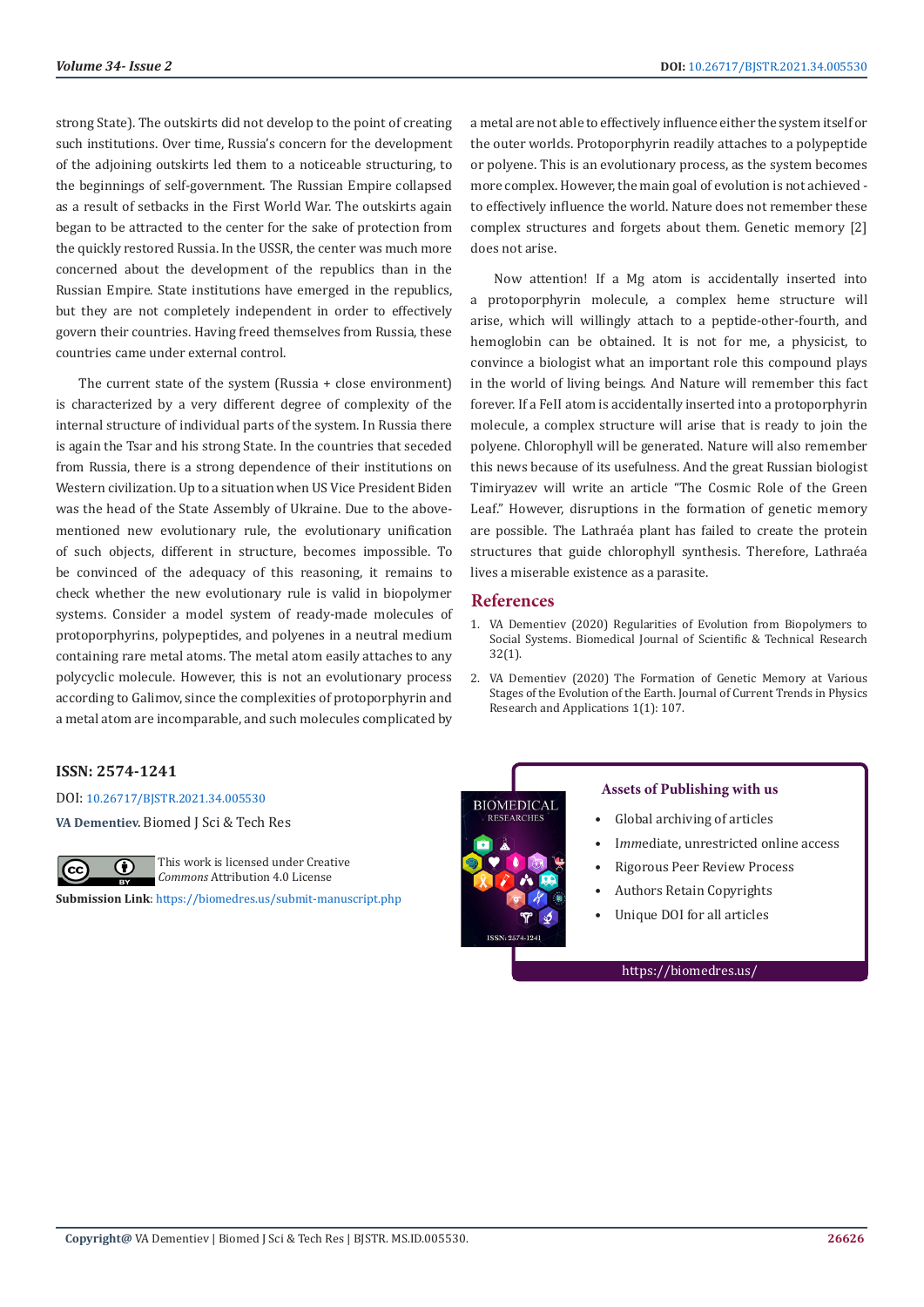strong State). The outskirts did not develop to the point of creating such institutions. Over time, Russia's concern for the development of the adjoining outskirts led them to a noticeable structuring, to the beginnings of self-government. The Russian Empire collapsed as a result of setbacks in the First World War. The outskirts again began to be attracted to the center for the sake of protection from the quickly restored Russia. In the USSR, the center was much more concerned about the development of the republics than in the Russian Empire. State institutions have emerged in the republics, but they are not completely independent in order to effectively govern their countries. Having freed themselves from Russia, these countries came under external control.

The current state of the system (Russia + close environment) is characterized by a very different degree of complexity of the internal structure of individual parts of the system. In Russia there is again the Tsar and his strong State. In the countries that seceded from Russia, there is a strong dependence of their institutions on Western civilization. Up to a situation when US Vice President Biden was the head of the State Assembly of Ukraine. Due to the above-mentioned new evolutionary rule, the evolutionary unification of such objects, different in structure, becomes impossible. To be convinced of the adequacy of this reasoning, it remains to check whether the new evolutionary rule is valid in biopolymer systems. Consider a model system of ready-made molecules of protoporphyrins, polypeptides, and polyenes in a neutral medium containing rare metal atoms. The metal atom easily attaches to any polycyclic molecule. However, this is not an evolutionary process according to Galimov, since the complexities of protoporphyrin and a metal atom are incomparable, and such molecules complicated by a metal are not able to effectively influence either the system itself or the outer worlds. Protoporphyrin readily attaches to a polypeptide or polyene. This is an evolutionary process, as the system becomes more complex. However, the main goal of evolution is not achieved - to effectively influence the world. Nature does not remember these complex structures and forgets about them. Genetic memory [2] does not arise.

Now attention! If a Mg atom is accidentally inserted into a protoporphyrin molecule, a complex heme structure will arise, which will willingly attach to a peptide-other-fourth, and hemoglobin can be obtained. It is not for me, a physicist, to convince a biologist what an important role this compound plays in the world of living beings. And Nature will remember this fact forever. If a FeII atom is accidentally inserted into a protoporphyrin molecule, a complex structure will arise that is ready to join the polyene. Chlorophyll will be generated. Nature will also remember this news because of its usefulness. And the great Russian biologist Timiryazev will write an article "The Cosmic Role of the Green Leaf." However, disruptions in the formation of genetic memory are possible. The Lathraéa plant has failed to create the protein structures that guide chlorophyll synthesis. Therefore, Lathraéa lives a miserable existence as a parasite.

## References

1. VA Dementiev (2020) Regularities of Evolution from Biopolymers to Social Systems. Biomedical Journal of Scientific & Technical Research 32(1).
2. VA Dementiev (2020) The Formation of Genetic Memory at Various Stages of the Evolution of the Earth. Journal of Current Trends in Physics Research and Applications 1(1): 107.

**ISSN: 2574-1241**

DOI: 10.26717/BJSTR.2021.34.005530

**VA Dementiev.** Biomed J Sci & Tech Res

This work is licensed under Creative *Commons* Attribution 4.0 License

**Submission Link**: https://biomedres.us/submit-manuscript.php

**Assets of Publishing with us**

- Global archiving of articles
- Immediate, unrestricted online access
- Rigorous Peer Review Process
- Authors Retain Copyrights
- Unique DOI for all articles

https://biomedres.us/